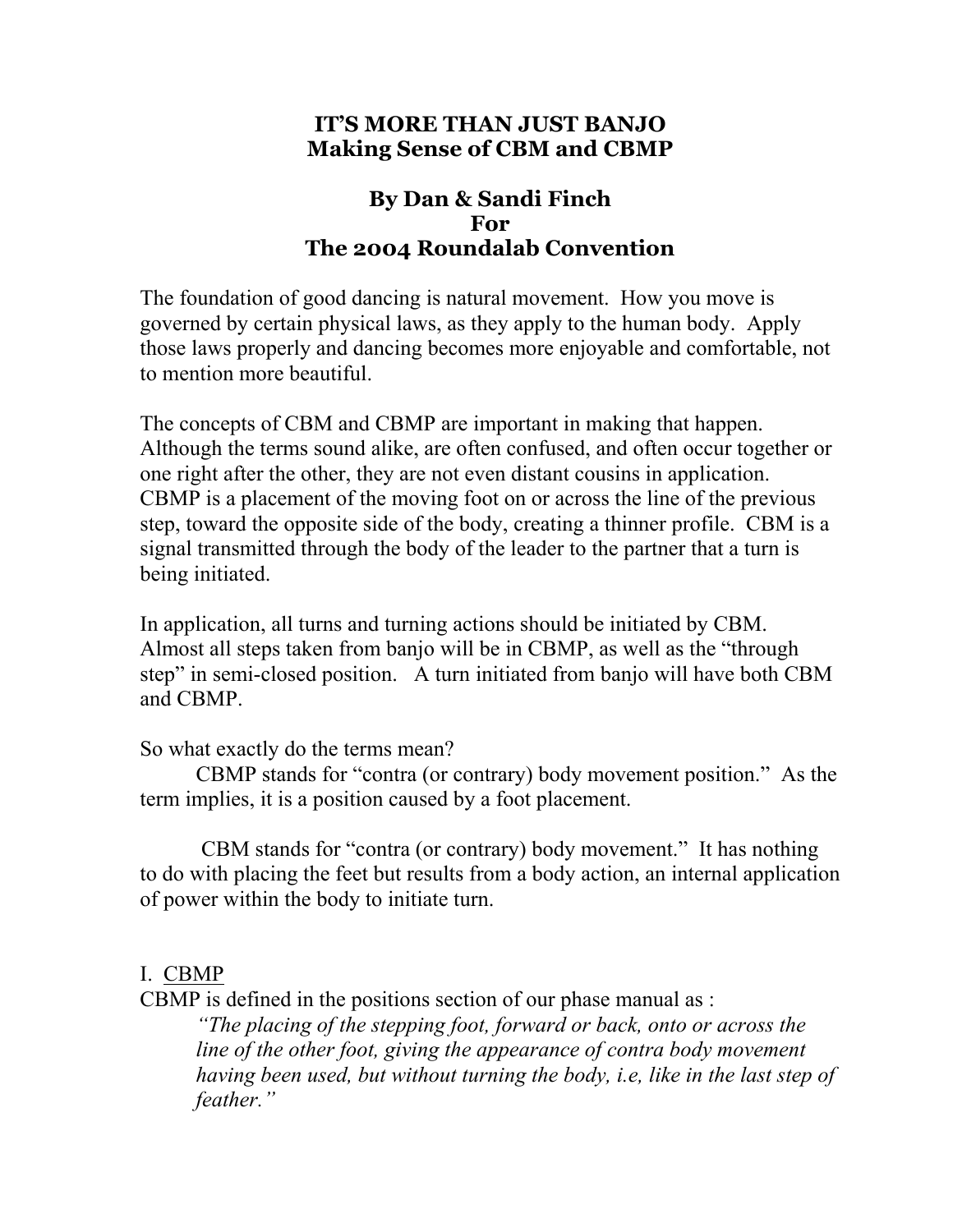# IT'S MORE THAN JUST BANJO
## Making Sense of CBM and CBMP

**By Dan & Sandi Finch**
**For**
**The 2004 Roundalab Convention**

The foundation of good dancing is natural movement. How you move is governed by certain physical laws, as they apply to the human body. Apply those laws properly and dancing becomes more enjoyable and comfortable, not to mention more beautiful.

The concepts of CBM and CBMP are important in making that happen. Although the terms sound alike, are often confused, and often occur together or one right after the other, they are not even distant cousins in application. CBMP is a placement of the moving foot on or across the line of the previous step, toward the opposite side of the body, creating a thinner profile. CBM is a signal transmitted through the body of the leader to the partner that a turn is being initiated.

In application, all turns and turning actions should be initiated by CBM. Almost all steps taken from banjo will be in CBMP, as well as the "through step" in semi-closed position. A turn initiated from banjo will have both CBM and CBMP.

So what exactly do the terms mean?

CBMP stands for "contra (or contrary) body movement position." As the term implies, it is a position caused by a foot placement.

CBM stands for "contra (or contrary) body movement." It has nothing to do with placing the feet but results from a body action, an internal application of power within the body to initiate turn.

## I. CBMP

CBMP is defined in the positions section of our phase manual as :

> *"The placing of the stepping foot, forward or back, onto or across the line of the other foot, giving the appearance of contra body movement having been used, but without turning the body, i.e, like in the last step of feather."*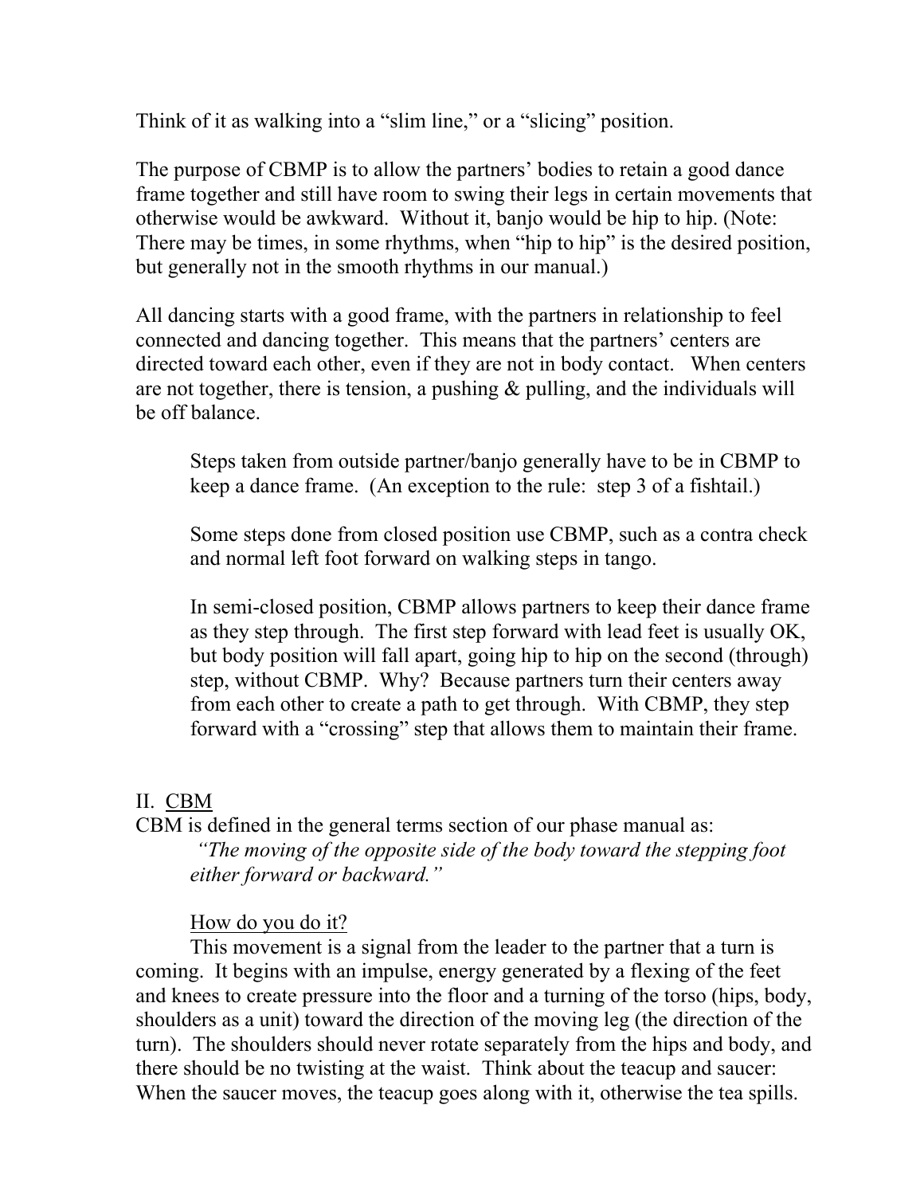Think of it as walking into a "slim line," or a "slicing" position.

The purpose of CBMP is to allow the partners' bodies to retain a good dance frame together and still have room to swing their legs in certain movements that otherwise would be awkward. Without it, banjo would be hip to hip. (Note: There may be times, in some rhythms, when "hip to hip" is the desired position, but generally not in the smooth rhythms in our manual.)

All dancing starts with a good frame, with the partners in relationship to feel connected and dancing together. This means that the partners' centers are directed toward each other, even if they are not in body contact. When centers are not together, there is tension, a pushing & pulling, and the individuals will be off balance.

> Steps taken from outside partner/banjo generally have to be in CBMP to keep a dance frame. (An exception to the rule: step 3 of a fishtail.)
>
> Some steps done from closed position use CBMP, such as a contra check and normal left foot forward on walking steps in tango.
>
> In semi-closed position, CBMP allows partners to keep their dance frame as they step through. The first step forward with lead feet is usually OK, but body position will fall apart, going hip to hip on the second (through) step, without CBMP. Why? Because partners turn their centers away from each other to create a path to get through. With CBMP, they step forward with a "crossing" step that allows them to maintain their frame.

## II. <u>CBM</u>

CBM is defined in the general terms section of our phase manual as:

> *"The moving of the opposite side of the body toward the stepping foot either forward or backward."*

<u>How do you do it?</u>

This movement is a signal from the leader to the partner that a turn is coming. It begins with an impulse, energy generated by a flexing of the feet and knees to create pressure into the floor and a turning of the torso (hips, body, shoulders as a unit) toward the direction of the moving leg (the direction of the turn). The shoulders should never rotate separately from the hips and body, and there should be no twisting at the waist. Think about the teacup and saucer: When the saucer moves, the teacup goes along with it, otherwise the tea spills.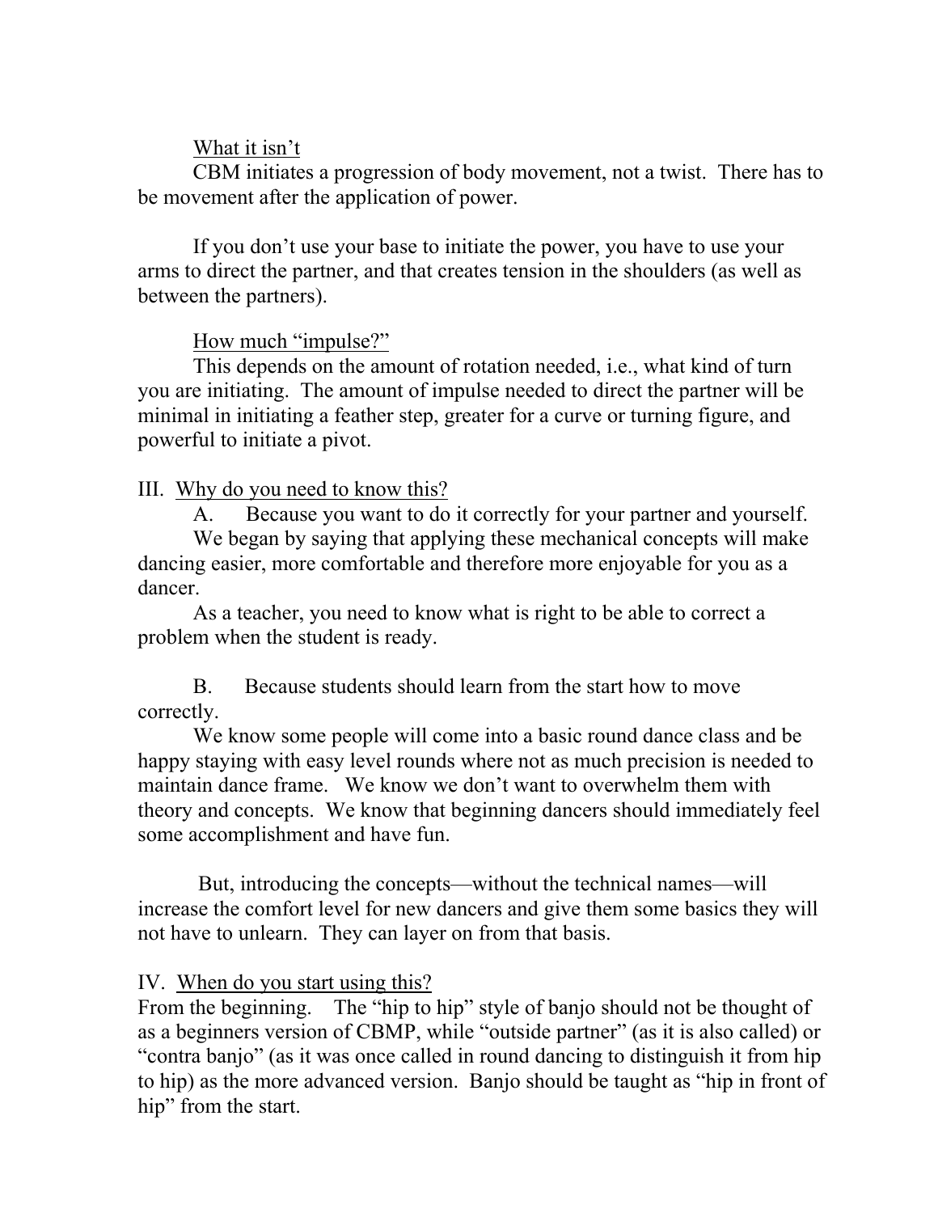<u>What it isn't</u>

CBM initiates a progression of body movement, not a twist. There has to be movement after the application of power.

If you don't use your base to initiate the power, you have to use your arms to direct the partner, and that creates tension in the shoulders (as well as between the partners).

<u>How much "impulse?"</u>

This depends on the amount of rotation needed, i.e., what kind of turn you are initiating. The amount of impulse needed to direct the partner will be minimal in initiating a feather step, greater for a curve or turning figure, and powerful to initiate a pivot.

III. <u>Why do you need to know this?</u>

A. Because you want to do it correctly for your partner and yourself.

We began by saying that applying these mechanical concepts will make dancing easier, more comfortable and therefore more enjoyable for you as a dancer.

As a teacher, you need to know what is right to be able to correct a problem when the student is ready.

B. Because students should learn from the start how to move correctly.

We know some people will come into a basic round dance class and be happy staying with easy level rounds where not as much precision is needed to maintain dance frame. We know we don't want to overwhelm them with theory and concepts. We know that beginning dancers should immediately feel some accomplishment and have fun.

But, introducing the concepts—without the technical names—will increase the comfort level for new dancers and give them some basics they will not have to unlearn. They can layer on from that basis.

IV. <u>When do you start using this?</u>

From the beginning. The "hip to hip" style of banjo should not be thought of as a beginners version of CBMP, while "outside partner" (as it is also called) or "contra banjo" (as it was once called in round dancing to distinguish it from hip to hip) as the more advanced version. Banjo should be taught as "hip in front of hip" from the start.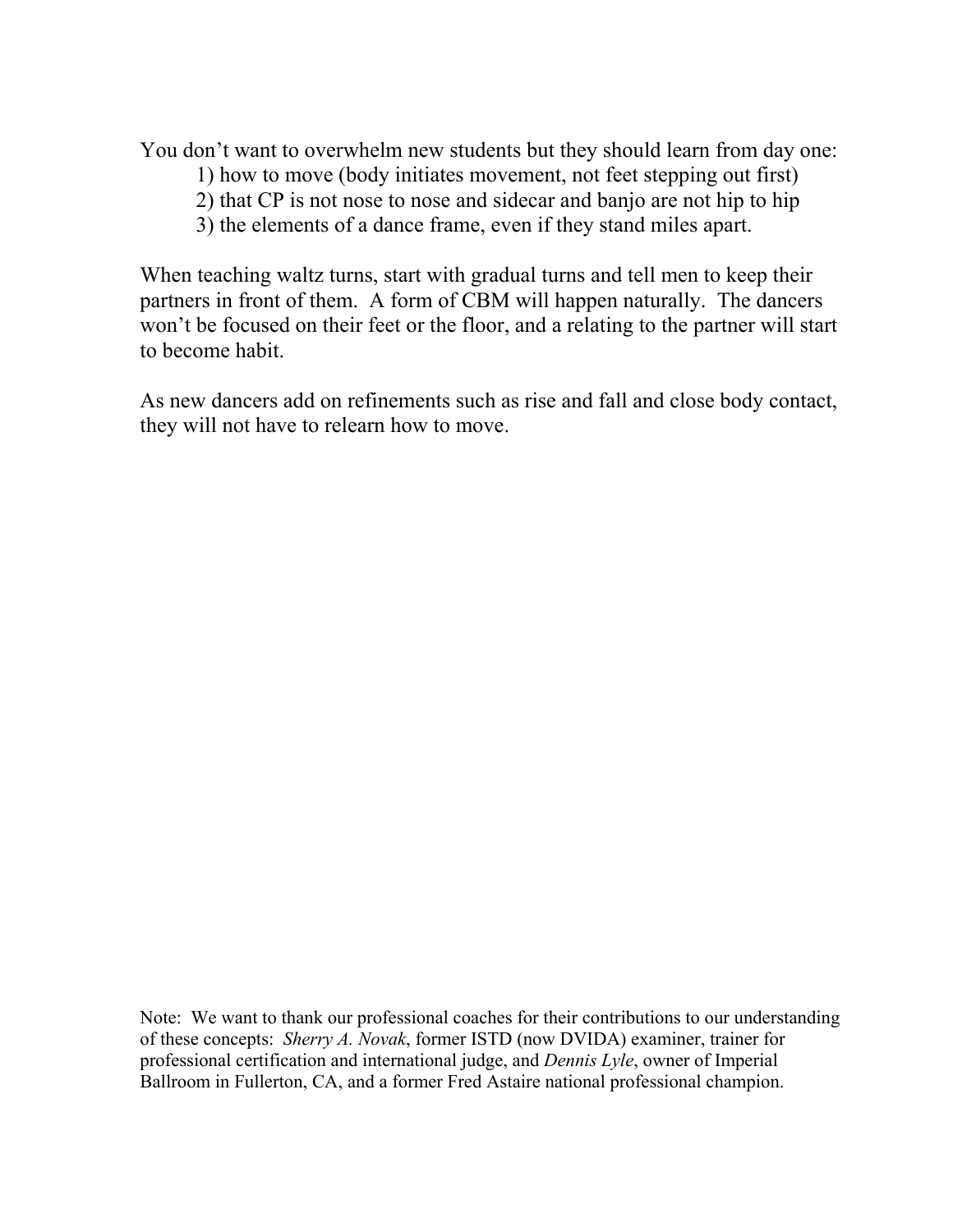You don't want to overwhelm new students but they should learn from day one:

1) how to move (body initiates movement, not feet stepping out first)
2) that CP is not nose to nose and sidecar and banjo are not hip to hip
3) the elements of a dance frame, even if they stand miles apart.

When teaching waltz turns, start with gradual turns and tell men to keep their partners in front of them. A form of CBM will happen naturally. The dancers won't be focused on their feet or the floor, and a relating to the partner will start to become habit.

As new dancers add on refinements such as rise and fall and close body contact, they will not have to relearn how to move.

Note: We want to thank our professional coaches for their contributions to our understanding of these concepts: *Sherry A. Novak*, former ISTD (now DVIDA) examiner, trainer for professional certification and international judge, and *Dennis Lyle*, owner of Imperial Ballroom in Fullerton, CA, and a former Fred Astaire national professional champion.